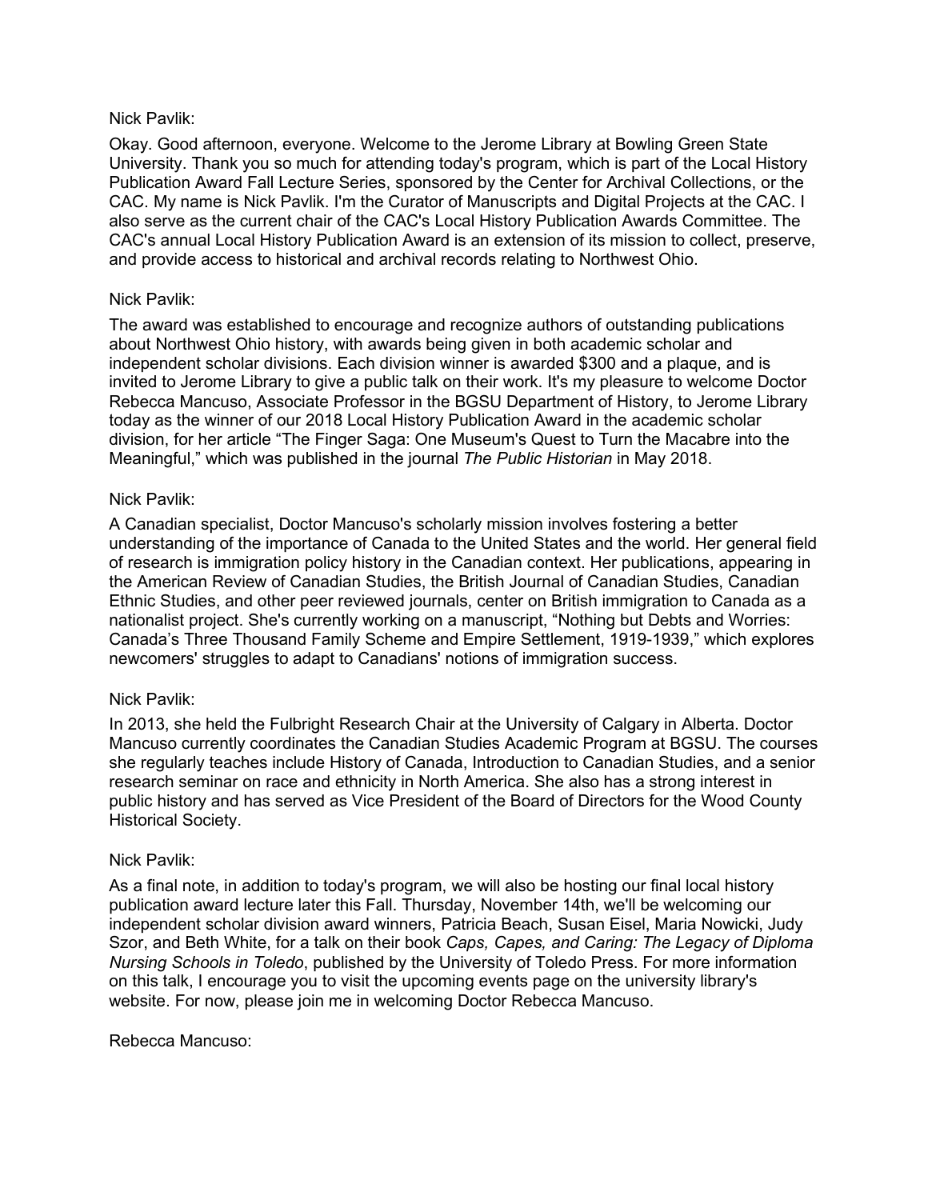Nick Pavlik:

Okay. Good afternoon, everyone. Welcome to the Jerome Library at Bowling Green State University. Thank you so much for attending today's program, which is part of the Local History Publication Award Fall Lecture Series, sponsored by the Center for Archival Collections, or the CAC. My name is Nick Pavlik. I'm the Curator of Manuscripts and Digital Projects at the CAC. I also serve as the current chair of the CAC's Local History Publication Awards Committee. The CAC's annual Local History Publication Award is an extension of its mission to collect, preserve, and provide access to historical and archival records relating to Northwest Ohio.

Nick Pavlik:

The award was established to encourage and recognize authors of outstanding publications about Northwest Ohio history, with awards being given in both academic scholar and independent scholar divisions. Each division winner is awarded $300 and a plaque, and is invited to Jerome Library to give a public talk on their work. It's my pleasure to welcome Doctor Rebecca Mancuso, Associate Professor in the BGSU Department of History, to Jerome Library today as the winner of our 2018 Local History Publication Award in the academic scholar division, for her article "The Finger Saga: One Museum's Quest to Turn the Macabre into the Meaningful," which was published in the journal *The Public Historian* in May 2018.

Nick Pavlik:

A Canadian specialist, Doctor Mancuso's scholarly mission involves fostering a better understanding of the importance of Canada to the United States and the world. Her general field of research is immigration policy history in the Canadian context. Her publications, appearing in the American Review of Canadian Studies, the British Journal of Canadian Studies, Canadian Ethnic Studies, and other peer reviewed journals, center on British immigration to Canada as a nationalist project. She's currently working on a manuscript, "Nothing but Debts and Worries: Canada's Three Thousand Family Scheme and Empire Settlement, 1919-1939," which explores newcomers' struggles to adapt to Canadians' notions of immigration success.

Nick Pavlik:

In 2013, she held the Fulbright Research Chair at the University of Calgary in Alberta. Doctor Mancuso currently coordinates the Canadian Studies Academic Program at BGSU. The courses she regularly teaches include History of Canada, Introduction to Canadian Studies, and a senior research seminar on race and ethnicity in North America. She also has a strong interest in public history and has served as Vice President of the Board of Directors for the Wood County Historical Society.

Nick Pavlik:

As a final note, in addition to today's program, we will also be hosting our final local history publication award lecture later this Fall. Thursday, November 14th, we'll be welcoming our independent scholar division award winners, Patricia Beach, Susan Eisel, Maria Nowicki, Judy Szor, and Beth White, for a talk on their book *Caps, Capes, and Caring: The Legacy of Diploma Nursing Schools in Toledo*, published by the University of Toledo Press. For more information on this talk, I encourage you to visit the upcoming events page on the university library's website. For now, please join me in welcoming Doctor Rebecca Mancuso.

Rebecca Mancuso: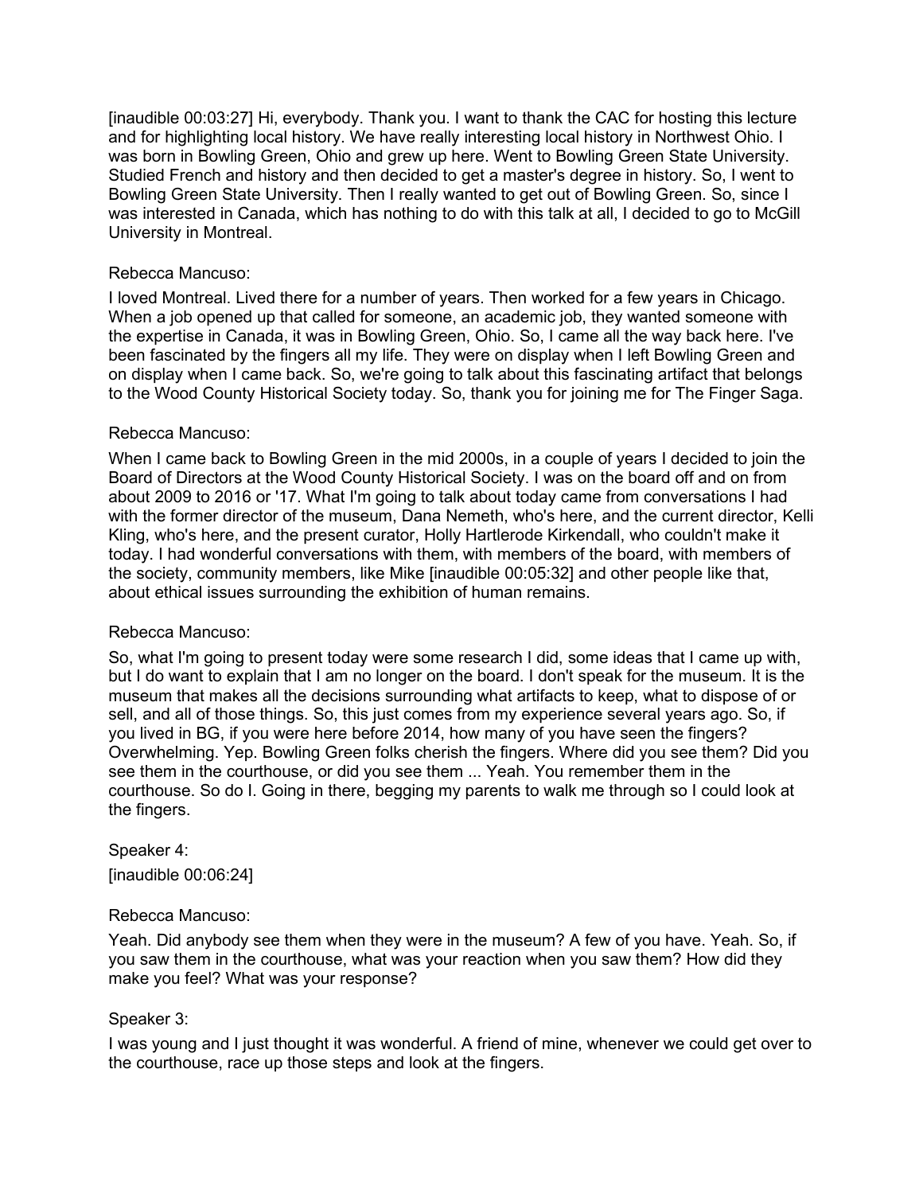[inaudible 00:03:27] Hi, everybody. Thank you. I want to thank the CAC for hosting this lecture and for highlighting local history. We have really interesting local history in Northwest Ohio. I was born in Bowling Green, Ohio and grew up here. Went to Bowling Green State University. Studied French and history and then decided to get a master's degree in history. So, I went to Bowling Green State University. Then I really wanted to get out of Bowling Green. So, since I was interested in Canada, which has nothing to do with this talk at all, I decided to go to McGill University in Montreal.

Rebecca Mancuso:

I loved Montreal. Lived there for a number of years. Then worked for a few years in Chicago. When a job opened up that called for someone, an academic job, they wanted someone with the expertise in Canada, it was in Bowling Green, Ohio. So, I came all the way back here. I've been fascinated by the fingers all my life. They were on display when I left Bowling Green and on display when I came back. So, we're going to talk about this fascinating artifact that belongs to the Wood County Historical Society today. So, thank you for joining me for The Finger Saga.

Rebecca Mancuso:

When I came back to Bowling Green in the mid 2000s, in a couple of years I decided to join the Board of Directors at the Wood County Historical Society. I was on the board off and on from about 2009 to 2016 or '17. What I'm going to talk about today came from conversations I had with the former director of the museum, Dana Nemeth, who's here, and the current director, Kelli Kling, who's here, and the present curator, Holly Hartlerode Kirkendall, who couldn't make it today. I had wonderful conversations with them, with members of the board, with members of the society, community members, like Mike [inaudible 00:05:32] and other people like that, about ethical issues surrounding the exhibition of human remains.

Rebecca Mancuso:

So, what I'm going to present today were some research I did, some ideas that I came up with, but I do want to explain that I am no longer on the board. I don't speak for the museum. It is the museum that makes all the decisions surrounding what artifacts to keep, what to dispose of or sell, and all of those things. So, this just comes from my experience several years ago. So, if you lived in BG, if you were here before 2014, how many of you have seen the fingers? Overwhelming. Yep. Bowling Green folks cherish the fingers. Where did you see them? Did you see them in the courthouse, or did you see them ... Yeah. You remember them in the courthouse. So do I. Going in there, begging my parents to walk me through so I could look at the fingers.

Speaker 4:

[inaudible 00:06:24]

Rebecca Mancuso:

Yeah. Did anybody see them when they were in the museum? A few of you have. Yeah. So, if you saw them in the courthouse, what was your reaction when you saw them? How did they make you feel? What was your response?

Speaker 3:

I was young and I just thought it was wonderful. A friend of mine, whenever we could get over to the courthouse, race up those steps and look at the fingers.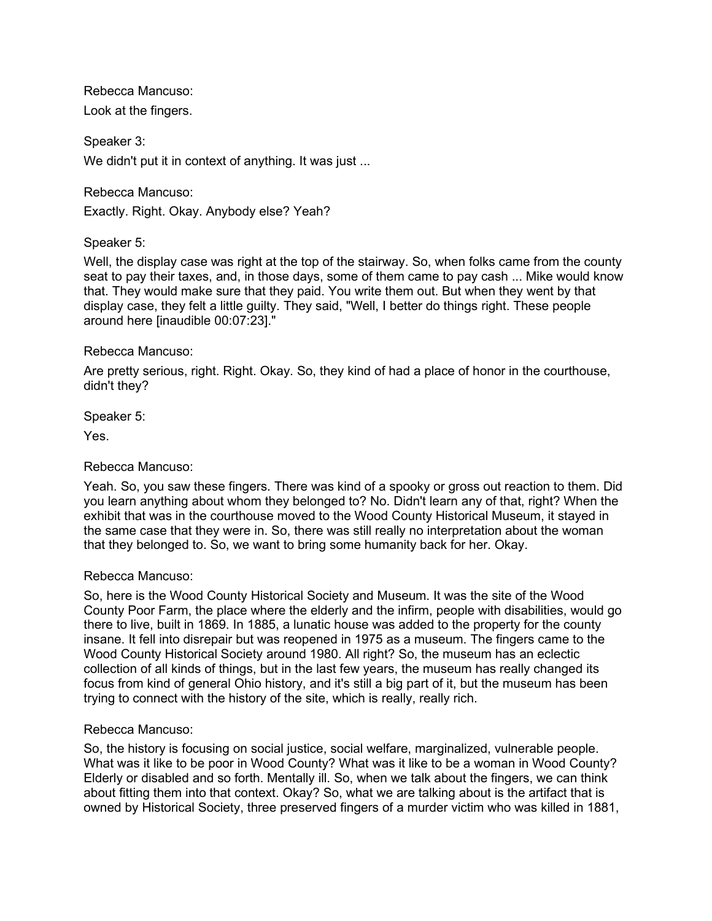Rebecca Mancuso:

Look at the fingers.

Speaker 3:

We didn't put it in context of anything. It was just ...

Rebecca Mancuso:

Exactly. Right. Okay. Anybody else? Yeah?

Speaker 5:

Well, the display case was right at the top of the stairway. So, when folks came from the county seat to pay their taxes, and, in those days, some of them came to pay cash ... Mike would know that. They would make sure that they paid. You write them out. But when they went by that display case, they felt a little guilty. They said, "Well, I better do things right. These people around here [inaudible 00:07:23]."

Rebecca Mancuso:

Are pretty serious, right. Right. Okay. So, they kind of had a place of honor in the courthouse, didn't they?

Speaker 5:

Yes.

Rebecca Mancuso:

Yeah. So, you saw these fingers. There was kind of a spooky or gross out reaction to them. Did you learn anything about whom they belonged to? No. Didn't learn any of that, right? When the exhibit that was in the courthouse moved to the Wood County Historical Museum, it stayed in the same case that they were in. So, there was still really no interpretation about the woman that they belonged to. So, we want to bring some humanity back for her. Okay.

Rebecca Mancuso:

So, here is the Wood County Historical Society and Museum. It was the site of the Wood County Poor Farm, the place where the elderly and the infirm, people with disabilities, would go there to live, built in 1869. In 1885, a lunatic house was added to the property for the county insane. It fell into disrepair but was reopened in 1975 as a museum. The fingers came to the Wood County Historical Society around 1980. All right? So, the museum has an eclectic collection of all kinds of things, but in the last few years, the museum has really changed its focus from kind of general Ohio history, and it's still a big part of it, but the museum has been trying to connect with the history of the site, which is really, really rich.

Rebecca Mancuso:

So, the history is focusing on social justice, social welfare, marginalized, vulnerable people. What was it like to be poor in Wood County? What was it like to be a woman in Wood County? Elderly or disabled and so forth. Mentally ill. So, when we talk about the fingers, we can think about fitting them into that context. Okay? So, what we are talking about is the artifact that is owned by Historical Society, three preserved fingers of a murder victim who was killed in 1881,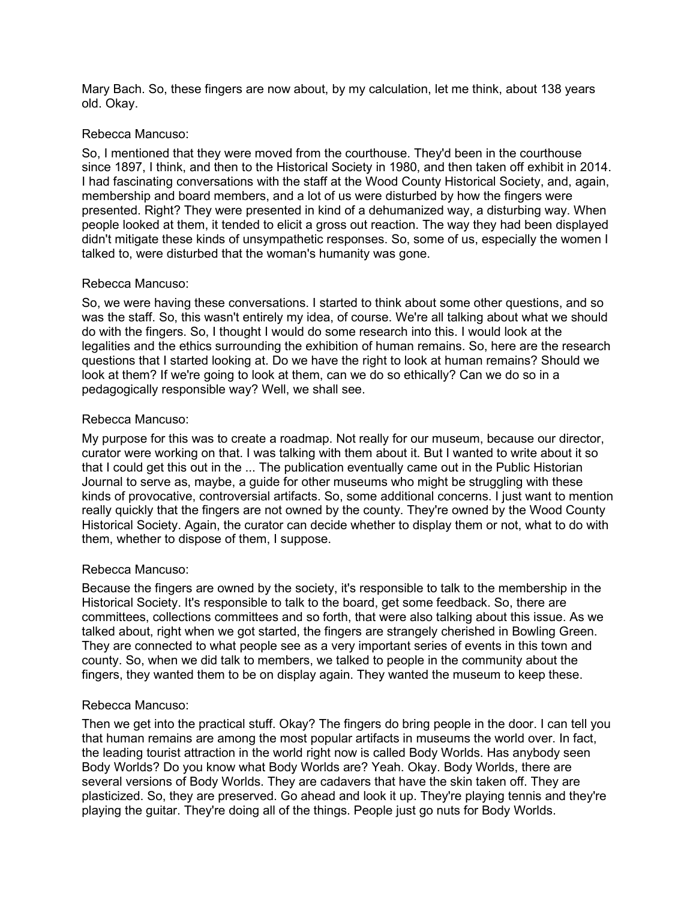Mary Bach. So, these fingers are now about, by my calculation, let me think, about 138 years old. Okay.

Rebecca Mancuso:

So, I mentioned that they were moved from the courthouse. They'd been in the courthouse since 1897, I think, and then to the Historical Society in 1980, and then taken off exhibit in 2014. I had fascinating conversations with the staff at the Wood County Historical Society, and, again, membership and board members, and a lot of us were disturbed by how the fingers were presented. Right? They were presented in kind of a dehumanized way, a disturbing way. When people looked at them, it tended to elicit a gross out reaction. The way they had been displayed didn't mitigate these kinds of unsympathetic responses. So, some of us, especially the women I talked to, were disturbed that the woman's humanity was gone.

Rebecca Mancuso:

So, we were having these conversations. I started to think about some other questions, and so was the staff. So, this wasn't entirely my idea, of course. We're all talking about what we should do with the fingers. So, I thought I would do some research into this. I would look at the legalities and the ethics surrounding the exhibition of human remains. So, here are the research questions that I started looking at. Do we have the right to look at human remains? Should we look at them? If we're going to look at them, can we do so ethically? Can we do so in a pedagogically responsible way? Well, we shall see.

Rebecca Mancuso:

My purpose for this was to create a roadmap. Not really for our museum, because our director, curator were working on that. I was talking with them about it. But I wanted to write about it so that I could get this out in the ... The publication eventually came out in the Public Historian Journal to serve as, maybe, a guide for other museums who might be struggling with these kinds of provocative, controversial artifacts. So, some additional concerns. I just want to mention really quickly that the fingers are not owned by the county. They're owned by the Wood County Historical Society. Again, the curator can decide whether to display them or not, what to do with them, whether to dispose of them, I suppose.

Rebecca Mancuso:

Because the fingers are owned by the society, it's responsible to talk to the membership in the Historical Society. It's responsible to talk to the board, get some feedback. So, there are committees, collections committees and so forth, that were also talking about this issue. As we talked about, right when we got started, the fingers are strangely cherished in Bowling Green. They are connected to what people see as a very important series of events in this town and county. So, when we did talk to members, we talked to people in the community about the fingers, they wanted them to be on display again. They wanted the museum to keep these.

Rebecca Mancuso:

Then we get into the practical stuff. Okay? The fingers do bring people in the door. I can tell you that human remains are among the most popular artifacts in museums the world over. In fact, the leading tourist attraction in the world right now is called Body Worlds. Has anybody seen Body Worlds? Do you know what Body Worlds are? Yeah. Okay. Body Worlds, there are several versions of Body Worlds. They are cadavers that have the skin taken off. They are plasticized. So, they are preserved. Go ahead and look it up. They're playing tennis and they're playing the guitar. They're doing all of the things. People just go nuts for Body Worlds.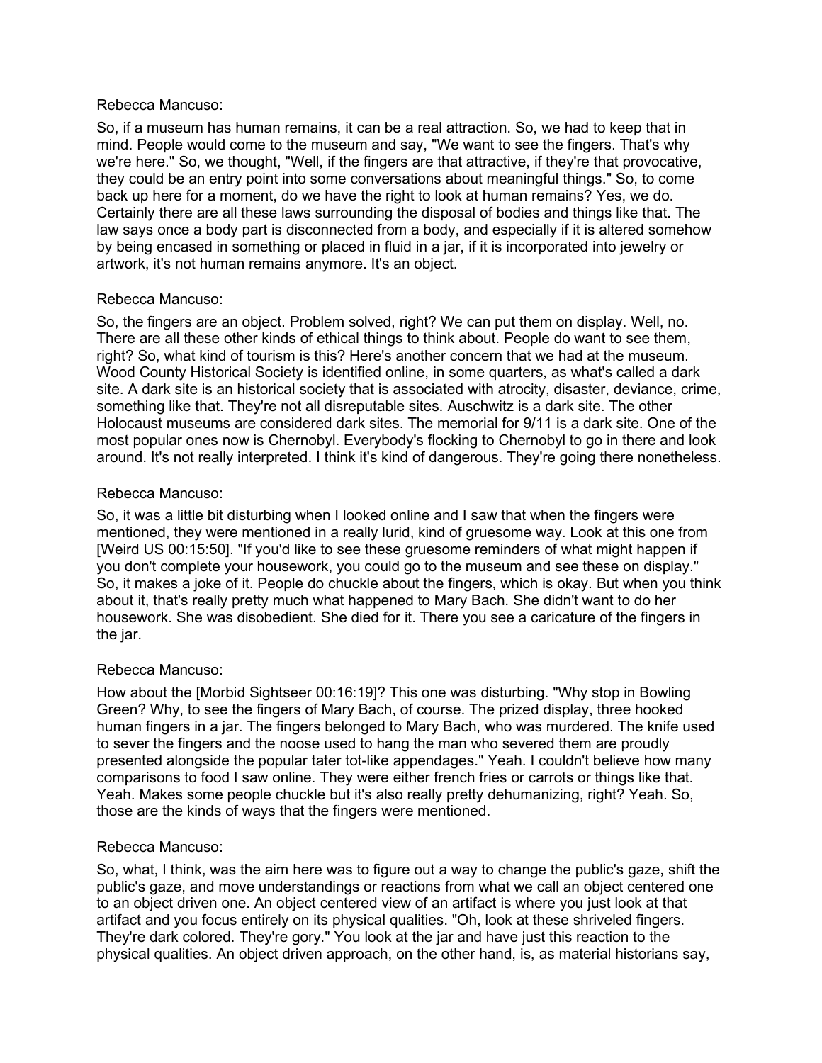Rebecca Mancuso:

So, if a museum has human remains, it can be a real attraction. So, we had to keep that in mind. People would come to the museum and say, "We want to see the fingers. That's why we're here." So, we thought, "Well, if the fingers are that attractive, if they're that provocative, they could be an entry point into some conversations about meaningful things." So, to come back up here for a moment, do we have the right to look at human remains? Yes, we do. Certainly there are all these laws surrounding the disposal of bodies and things like that. The law says once a body part is disconnected from a body, and especially if it is altered somehow by being encased in something or placed in fluid in a jar, if it is incorporated into jewelry or artwork, it's not human remains anymore. It's an object.

Rebecca Mancuso:

So, the fingers are an object. Problem solved, right? We can put them on display. Well, no. There are all these other kinds of ethical things to think about. People do want to see them, right? So, what kind of tourism is this? Here's another concern that we had at the museum. Wood County Historical Society is identified online, in some quarters, as what's called a dark site. A dark site is an historical society that is associated with atrocity, disaster, deviance, crime, something like that. They're not all disreputable sites. Auschwitz is a dark site. The other Holocaust museums are considered dark sites. The memorial for 9/11 is a dark site. One of the most popular ones now is Chernobyl. Everybody's flocking to Chernobyl to go in there and look around. It's not really interpreted. I think it's kind of dangerous. They're going there nonetheless.

Rebecca Mancuso:

So, it was a little bit disturbing when I looked online and I saw that when the fingers were mentioned, they were mentioned in a really lurid, kind of gruesome way. Look at this one from [Weird US 00:15:50]. "If you'd like to see these gruesome reminders of what might happen if you don't complete your housework, you could go to the museum and see these on display." So, it makes a joke of it. People do chuckle about the fingers, which is okay. But when you think about it, that's really pretty much what happened to Mary Bach. She didn't want to do her housework. She was disobedient. She died for it. There you see a caricature of the fingers in the jar.

Rebecca Mancuso:

How about the [Morbid Sightseer 00:16:19]? This one was disturbing. "Why stop in Bowling Green? Why, to see the fingers of Mary Bach, of course. The prized display, three hooked human fingers in a jar. The fingers belonged to Mary Bach, who was murdered. The knife used to sever the fingers and the noose used to hang the man who severed them are proudly presented alongside the popular tater tot-like appendages." Yeah. I couldn't believe how many comparisons to food I saw online. They were either french fries or carrots or things like that. Yeah. Makes some people chuckle but it's also really pretty dehumanizing, right? Yeah. So, those are the kinds of ways that the fingers were mentioned.

Rebecca Mancuso:

So, what, I think, was the aim here was to figure out a way to change the public's gaze, shift the public's gaze, and move understandings or reactions from what we call an object centered one to an object driven one. An object centered view of an artifact is where you just look at that artifact and you focus entirely on its physical qualities. "Oh, look at these shriveled fingers. They're dark colored. They're gory." You look at the jar and have just this reaction to the physical qualities. An object driven approach, on the other hand, is, as material historians say,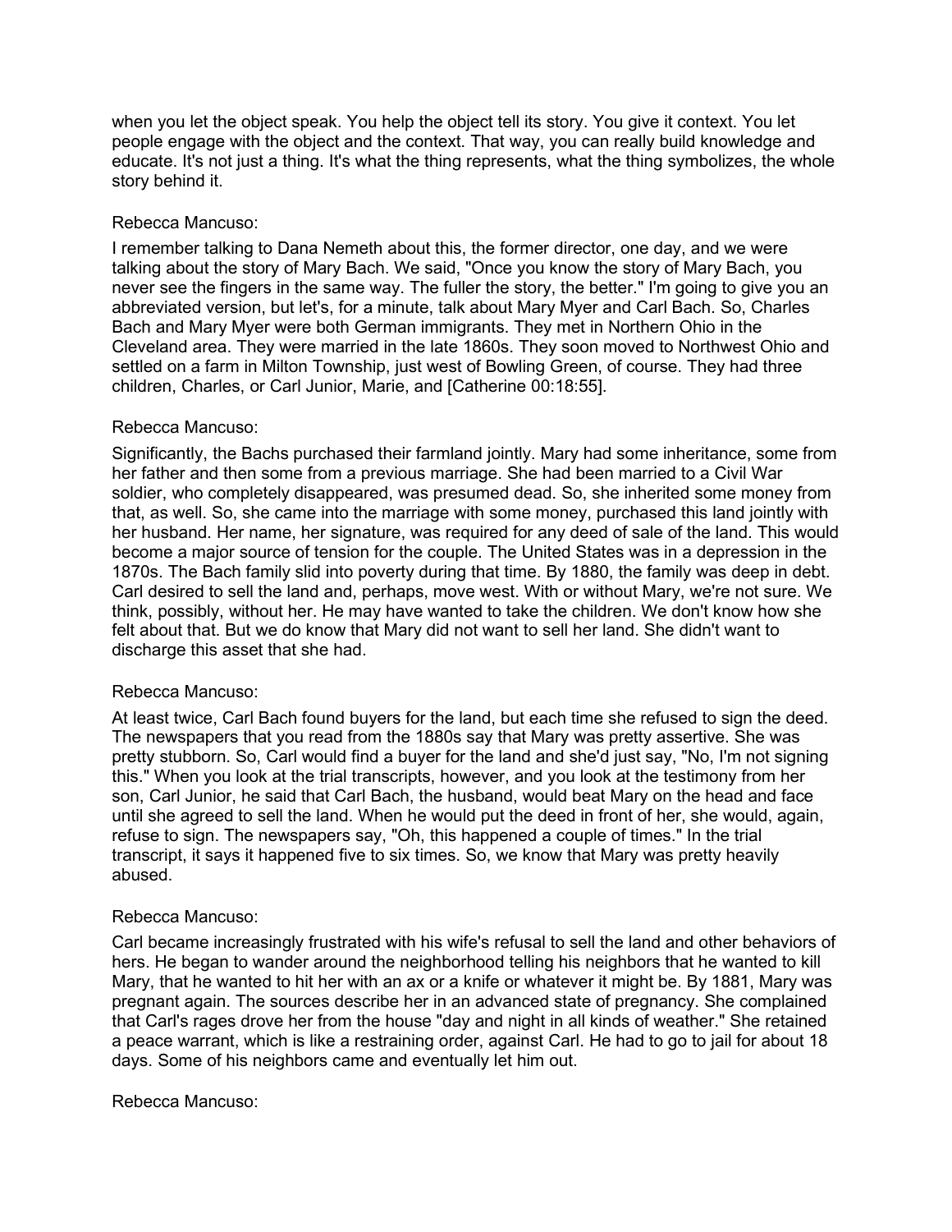when you let the object speak. You help the object tell its story. You give it context. You let people engage with the object and the context. That way, you can really build knowledge and educate. It's not just a thing. It's what the thing represents, what the thing symbolizes, the whole story behind it.

Rebecca Mancuso:

I remember talking to Dana Nemeth about this, the former director, one day, and we were talking about the story of Mary Bach. We said, "Once you know the story of Mary Bach, you never see the fingers in the same way. The fuller the story, the better." I'm going to give you an abbreviated version, but let's, for a minute, talk about Mary Myer and Carl Bach. So, Charles Bach and Mary Myer were both German immigrants. They met in Northern Ohio in the Cleveland area. They were married in the late 1860s. They soon moved to Northwest Ohio and settled on a farm in Milton Township, just west of Bowling Green, of course. They had three children, Charles, or Carl Junior, Marie, and [Catherine 00:18:55].

Rebecca Mancuso:

Significantly, the Bachs purchased their farmland jointly. Mary had some inheritance, some from her father and then some from a previous marriage. She had been married to a Civil War soldier, who completely disappeared, was presumed dead. So, she inherited some money from that, as well. So, she came into the marriage with some money, purchased this land jointly with her husband. Her name, her signature, was required for any deed of sale of the land. This would become a major source of tension for the couple. The United States was in a depression in the 1870s. The Bach family slid into poverty during that time. By 1880, the family was deep in debt. Carl desired to sell the land and, perhaps, move west. With or without Mary, we're not sure. We think, possibly, without her. He may have wanted to take the children. We don't know how she felt about that. But we do know that Mary did not want to sell her land. She didn't want to discharge this asset that she had.

Rebecca Mancuso:

At least twice, Carl Bach found buyers for the land, but each time she refused to sign the deed. The newspapers that you read from the 1880s say that Mary was pretty assertive. She was pretty stubborn. So, Carl would find a buyer for the land and she'd just say, "No, I'm not signing this." When you look at the trial transcripts, however, and you look at the testimony from her son, Carl Junior, he said that Carl Bach, the husband, would beat Mary on the head and face until she agreed to sell the land. When he would put the deed in front of her, she would, again, refuse to sign. The newspapers say, "Oh, this happened a couple of times." In the trial transcript, it says it happened five to six times. So, we know that Mary was pretty heavily abused.

Rebecca Mancuso:

Carl became increasingly frustrated with his wife's refusal to sell the land and other behaviors of hers. He began to wander around the neighborhood telling his neighbors that he wanted to kill Mary, that he wanted to hit her with an ax or a knife or whatever it might be. By 1881, Mary was pregnant again. The sources describe her in an advanced state of pregnancy. She complained that Carl's rages drove her from the house "day and night in all kinds of weather." She retained a peace warrant, which is like a restraining order, against Carl. He had to go to jail for about 18 days. Some of his neighbors came and eventually let him out.

Rebecca Mancuso: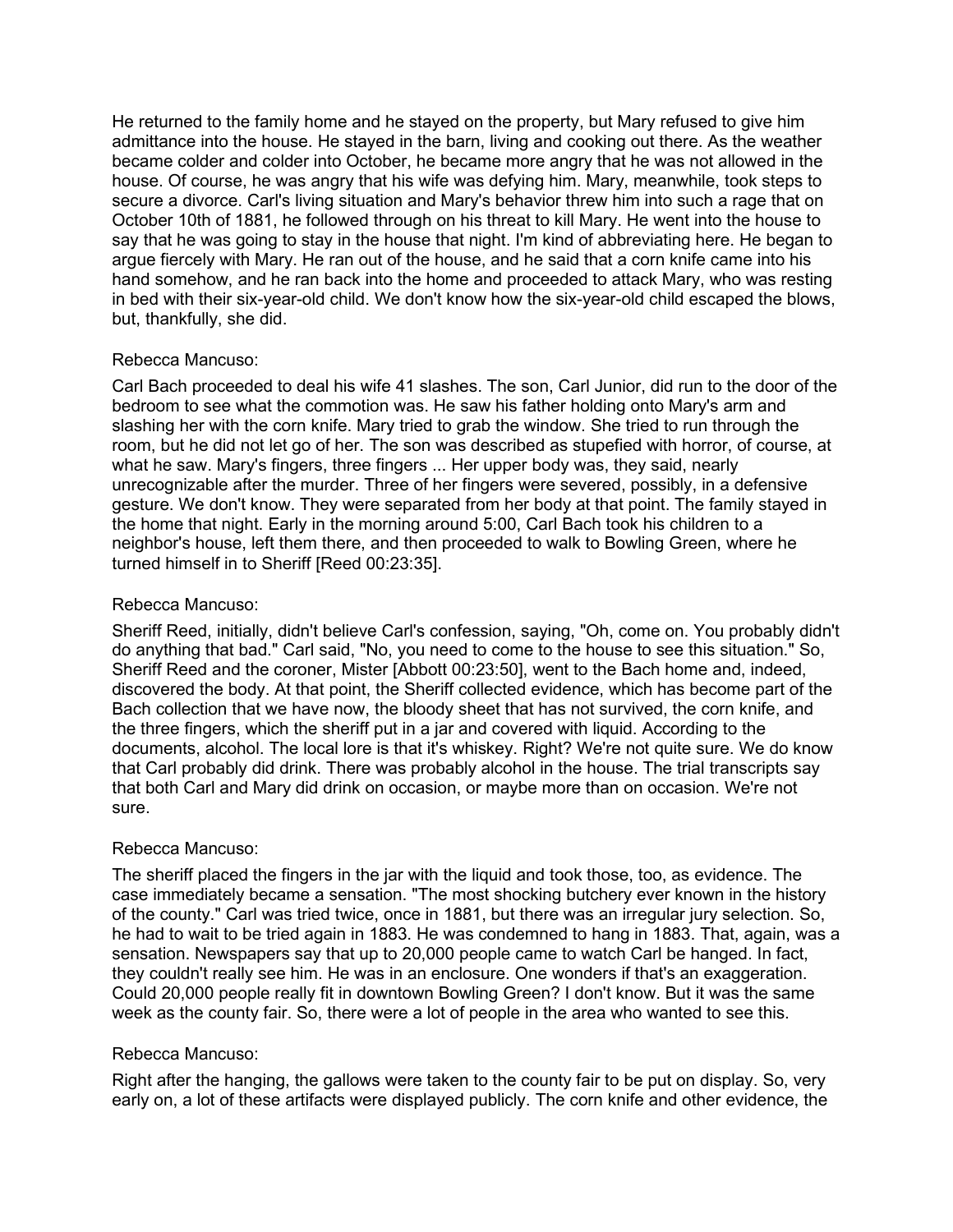He returned to the family home and he stayed on the property, but Mary refused to give him admittance into the house. He stayed in the barn, living and cooking out there. As the weather became colder and colder into October, he became more angry that he was not allowed in the house. Of course, he was angry that his wife was defying him. Mary, meanwhile, took steps to secure a divorce. Carl's living situation and Mary's behavior threw him into such a rage that on October 10th of 1881, he followed through on his threat to kill Mary. He went into the house to say that he was going to stay in the house that night. I'm kind of abbreviating here. He began to argue fiercely with Mary. He ran out of the house, and he said that a corn knife came into his hand somehow, and he ran back into the home and proceeded to attack Mary, who was resting in bed with their six-year-old child. We don't know how the six-year-old child escaped the blows, but, thankfully, she did.

Rebecca Mancuso:

Carl Bach proceeded to deal his wife 41 slashes. The son, Carl Junior, did run to the door of the bedroom to see what the commotion was. He saw his father holding onto Mary's arm and slashing her with the corn knife. Mary tried to grab the window. She tried to run through the room, but he did not let go of her. The son was described as stupefied with horror, of course, at what he saw. Mary's fingers, three fingers ... Her upper body was, they said, nearly unrecognizable after the murder. Three of her fingers were severed, possibly, in a defensive gesture. We don't know. They were separated from her body at that point. The family stayed in the home that night. Early in the morning around 5:00, Carl Bach took his children to a neighbor's house, left them there, and then proceeded to walk to Bowling Green, where he turned himself in to Sheriff [Reed 00:23:35].

Rebecca Mancuso:

Sheriff Reed, initially, didn't believe Carl's confession, saying, "Oh, come on. You probably didn't do anything that bad." Carl said, "No, you need to come to the house to see this situation." So, Sheriff Reed and the coroner, Mister [Abbott 00:23:50], went to the Bach home and, indeed, discovered the body. At that point, the Sheriff collected evidence, which has become part of the Bach collection that we have now, the bloody sheet that has not survived, the corn knife, and the three fingers, which the sheriff put in a jar and covered with liquid. According to the documents, alcohol. The local lore is that it's whiskey. Right? We're not quite sure. We do know that Carl probably did drink. There was probably alcohol in the house. The trial transcripts say that both Carl and Mary did drink on occasion, or maybe more than on occasion. We're not sure.

Rebecca Mancuso:

The sheriff placed the fingers in the jar with the liquid and took those, too, as evidence. The case immediately became a sensation. "The most shocking butchery ever known in the history of the county." Carl was tried twice, once in 1881, but there was an irregular jury selection. So, he had to wait to be tried again in 1883. He was condemned to hang in 1883. That, again, was a sensation. Newspapers say that up to 20,000 people came to watch Carl be hanged. In fact, they couldn't really see him. He was in an enclosure. One wonders if that's an exaggeration. Could 20,000 people really fit in downtown Bowling Green? I don't know. But it was the same week as the county fair. So, there were a lot of people in the area who wanted to see this.

Rebecca Mancuso:

Right after the hanging, the gallows were taken to the county fair to be put on display. So, very early on, a lot of these artifacts were displayed publicly. The corn knife and other evidence, the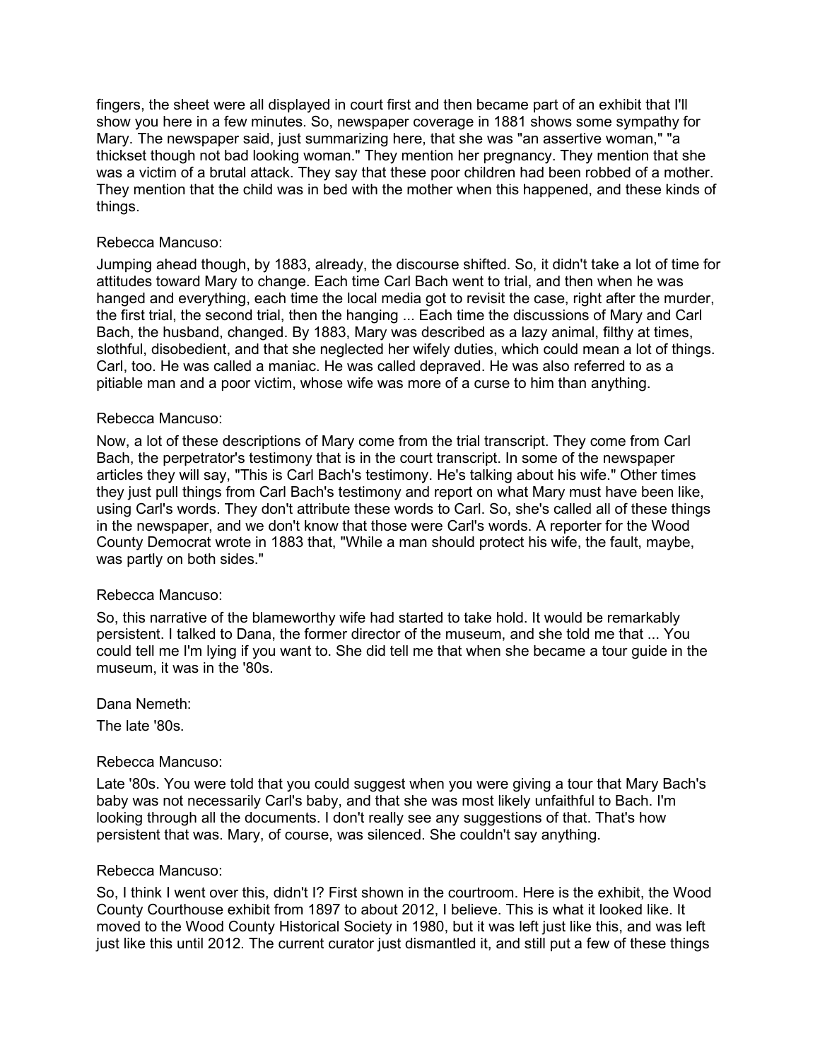fingers, the sheet were all displayed in court first and then became part of an exhibit that I'll show you here in a few minutes. So, newspaper coverage in 1881 shows some sympathy for Mary. The newspaper said, just summarizing here, that she was "an assertive woman," "a thickset though not bad looking woman." They mention her pregnancy. They mention that she was a victim of a brutal attack. They say that these poor children had been robbed of a mother. They mention that the child was in bed with the mother when this happened, and these kinds of things.

Rebecca Mancuso:

Jumping ahead though, by 1883, already, the discourse shifted. So, it didn't take a lot of time for attitudes toward Mary to change. Each time Carl Bach went to trial, and then when he was hanged and everything, each time the local media got to revisit the case, right after the murder, the first trial, the second trial, then the hanging ... Each time the discussions of Mary and Carl Bach, the husband, changed. By 1883, Mary was described as a lazy animal, filthy at times, slothful, disobedient, and that she neglected her wifely duties, which could mean a lot of things. Carl, too. He was called a maniac. He was called depraved. He was also referred to as a pitiable man and a poor victim, whose wife was more of a curse to him than anything.

Rebecca Mancuso:

Now, a lot of these descriptions of Mary come from the trial transcript. They come from Carl Bach, the perpetrator's testimony that is in the court transcript. In some of the newspaper articles they will say, "This is Carl Bach's testimony. He's talking about his wife." Other times they just pull things from Carl Bach's testimony and report on what Mary must have been like, using Carl's words. They don't attribute these words to Carl. So, she's called all of these things in the newspaper, and we don't know that those were Carl's words. A reporter for the Wood County Democrat wrote in 1883 that, "While a man should protect his wife, the fault, maybe, was partly on both sides."

Rebecca Mancuso:

So, this narrative of the blameworthy wife had started to take hold. It would be remarkably persistent. I talked to Dana, the former director of the museum, and she told me that ... You could tell me I'm lying if you want to. She did tell me that when she became a tour guide in the museum, it was in the '80s.

Dana Nemeth:

The late '80s.

Rebecca Mancuso:

Late '80s. You were told that you could suggest when you were giving a tour that Mary Bach's baby was not necessarily Carl's baby, and that she was most likely unfaithful to Bach. I'm looking through all the documents. I don't really see any suggestions of that. That's how persistent that was. Mary, of course, was silenced. She couldn't say anything.

Rebecca Mancuso:

So, I think I went over this, didn't I? First shown in the courtroom. Here is the exhibit, the Wood County Courthouse exhibit from 1897 to about 2012, I believe. This is what it looked like. It moved to the Wood County Historical Society in 1980, but it was left just like this, and was left just like this until 2012. The current curator just dismantled it, and still put a few of these things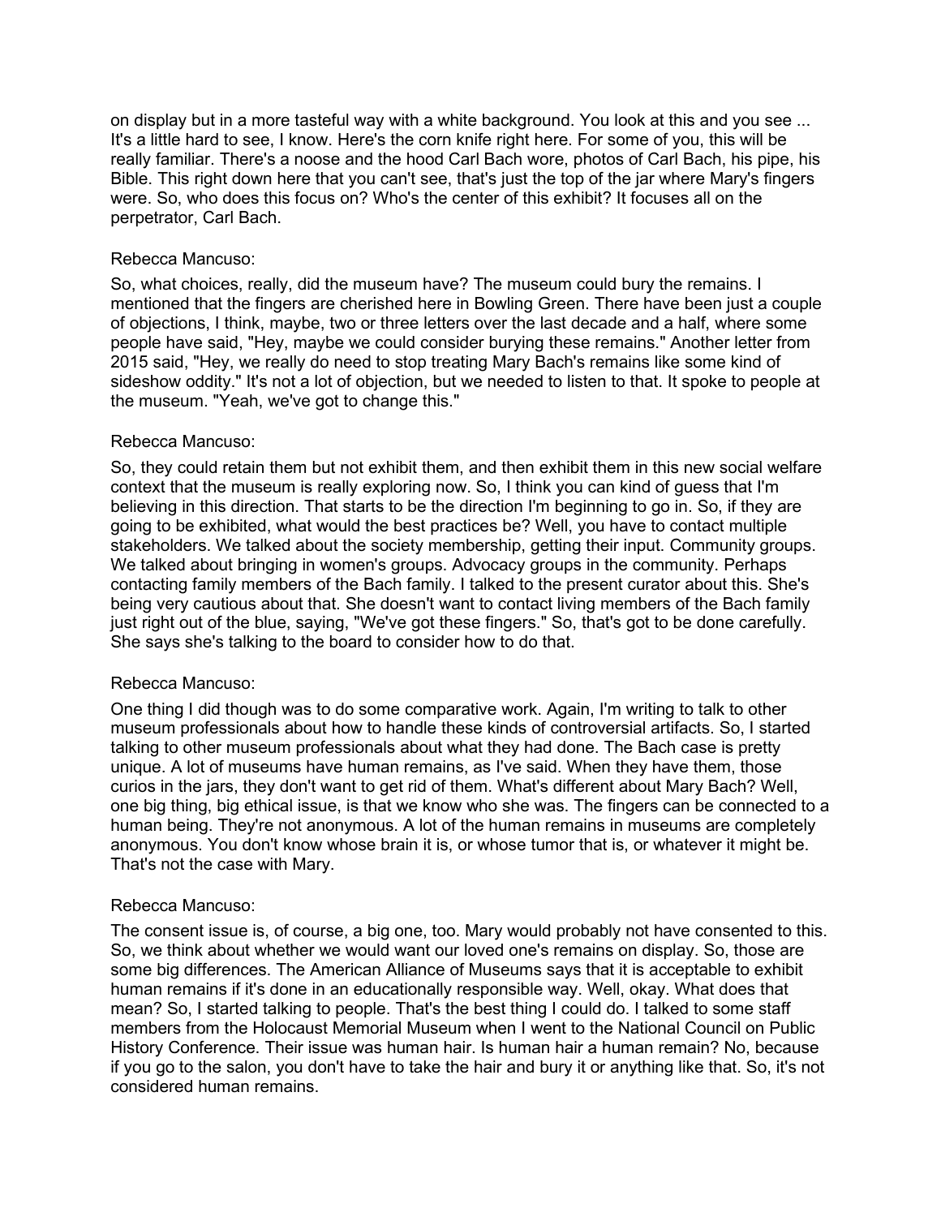on display but in a more tasteful way with a white background. You look at this and you see ... It's a little hard to see, I know. Here's the corn knife right here. For some of you, this will be really familiar. There's a noose and the hood Carl Bach wore, photos of Carl Bach, his pipe, his Bible. This right down here that you can't see, that's just the top of the jar where Mary's fingers were. So, who does this focus on? Who's the center of this exhibit? It focuses all on the perpetrator, Carl Bach.

Rebecca Mancuso:

So, what choices, really, did the museum have? The museum could bury the remains. I mentioned that the fingers are cherished here in Bowling Green. There have been just a couple of objections, I think, maybe, two or three letters over the last decade and a half, where some people have said, "Hey, maybe we could consider burying these remains." Another letter from 2015 said, "Hey, we really do need to stop treating Mary Bach's remains like some kind of sideshow oddity." It's not a lot of objection, but we needed to listen to that. It spoke to people at the museum. "Yeah, we've got to change this."

Rebecca Mancuso:

So, they could retain them but not exhibit them, and then exhibit them in this new social welfare context that the museum is really exploring now. So, I think you can kind of guess that I'm believing in this direction. That starts to be the direction I'm beginning to go in. So, if they are going to be exhibited, what would the best practices be? Well, you have to contact multiple stakeholders. We talked about the society membership, getting their input. Community groups. We talked about bringing in women's groups. Advocacy groups in the community. Perhaps contacting family members of the Bach family. I talked to the present curator about this. She's being very cautious about that. She doesn't want to contact living members of the Bach family just right out of the blue, saying, "We've got these fingers." So, that's got to be done carefully. She says she's talking to the board to consider how to do that.

Rebecca Mancuso:

One thing I did though was to do some comparative work. Again, I'm writing to talk to other museum professionals about how to handle these kinds of controversial artifacts. So, I started talking to other museum professionals about what they had done. The Bach case is pretty unique. A lot of museums have human remains, as I've said. When they have them, those curios in the jars, they don't want to get rid of them. What's different about Mary Bach? Well, one big thing, big ethical issue, is that we know who she was. The fingers can be connected to a human being. They're not anonymous. A lot of the human remains in museums are completely anonymous. You don't know whose brain it is, or whose tumor that is, or whatever it might be. That's not the case with Mary.

Rebecca Mancuso:

The consent issue is, of course, a big one, too. Mary would probably not have consented to this. So, we think about whether we would want our loved one's remains on display. So, those are some big differences. The American Alliance of Museums says that it is acceptable to exhibit human remains if it's done in an educationally responsible way. Well, okay. What does that mean? So, I started talking to people. That's the best thing I could do. I talked to some staff members from the Holocaust Memorial Museum when I went to the National Council on Public History Conference. Their issue was human hair. Is human hair a human remain? No, because if you go to the salon, you don't have to take the hair and bury it or anything like that. So, it's not considered human remains.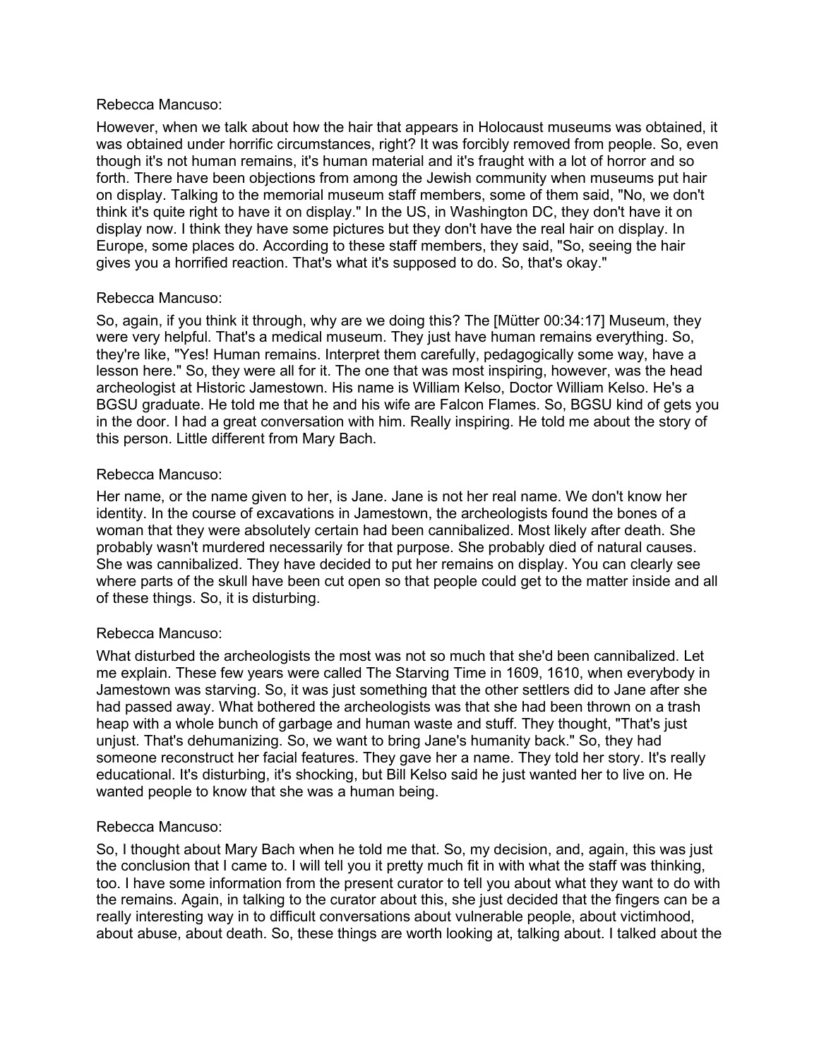Rebecca Mancuso:

However, when we talk about how the hair that appears in Holocaust museums was obtained, it was obtained under horrific circumstances, right? It was forcibly removed from people. So, even though it's not human remains, it's human material and it's fraught with a lot of horror and so forth. There have been objections from among the Jewish community when museums put hair on display. Talking to the memorial museum staff members, some of them said, "No, we don't think it's quite right to have it on display." In the US, in Washington DC, they don't have it on display now. I think they have some pictures but they don't have the real hair on display. In Europe, some places do. According to these staff members, they said, "So, seeing the hair gives you a horrified reaction. That's what it's supposed to do. So, that's okay."

Rebecca Mancuso:

So, again, if you think it through, why are we doing this? The [Mütter 00:34:17] Museum, they were very helpful. That's a medical museum. They just have human remains everything. So, they're like, "Yes! Human remains. Interpret them carefully, pedagogically some way, have a lesson here." So, they were all for it. The one that was most inspiring, however, was the head archeologist at Historic Jamestown. His name is William Kelso, Doctor William Kelso. He's a BGSU graduate. He told me that he and his wife are Falcon Flames. So, BGSU kind of gets you in the door. I had a great conversation with him. Really inspiring. He told me about the story of this person. Little different from Mary Bach.

Rebecca Mancuso:

Her name, or the name given to her, is Jane. Jane is not her real name. We don't know her identity. In the course of excavations in Jamestown, the archeologists found the bones of a woman that they were absolutely certain had been cannibalized. Most likely after death. She probably wasn't murdered necessarily for that purpose. She probably died of natural causes. She was cannibalized. They have decided to put her remains on display. You can clearly see where parts of the skull have been cut open so that people could get to the matter inside and all of these things. So, it is disturbing.

Rebecca Mancuso:

What disturbed the archeologists the most was not so much that she'd been cannibalized. Let me explain. These few years were called The Starving Time in 1609, 1610, when everybody in Jamestown was starving. So, it was just something that the other settlers did to Jane after she had passed away. What bothered the archeologists was that she had been thrown on a trash heap with a whole bunch of garbage and human waste and stuff. They thought, "That's just unjust. That's dehumanizing. So, we want to bring Jane's humanity back." So, they had someone reconstruct her facial features. They gave her a name. They told her story. It's really educational. It's disturbing, it's shocking, but Bill Kelso said he just wanted her to live on. He wanted people to know that she was a human being.

Rebecca Mancuso:

So, I thought about Mary Bach when he told me that. So, my decision, and, again, this was just the conclusion that I came to. I will tell you it pretty much fit in with what the staff was thinking, too. I have some information from the present curator to tell you about what they want to do with the remains. Again, in talking to the curator about this, she just decided that the fingers can be a really interesting way in to difficult conversations about vulnerable people, about victimhood, about abuse, about death. So, these things are worth looking at, talking about. I talked about the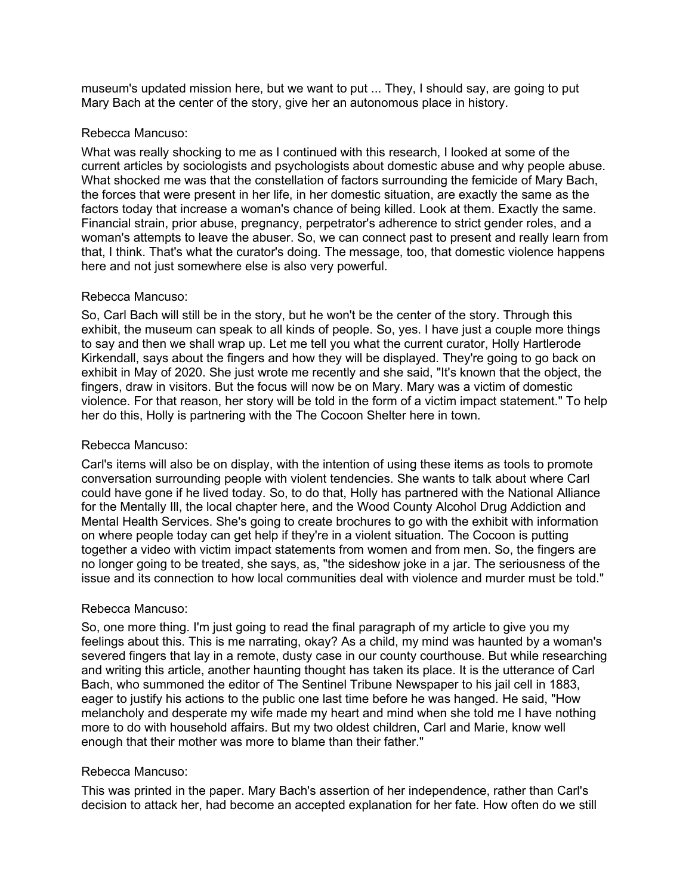museum's updated mission here, but we want to put ... They, I should say, are going to put Mary Bach at the center of the story, give her an autonomous place in history.

Rebecca Mancuso:

What was really shocking to me as I continued with this research, I looked at some of the current articles by sociologists and psychologists about domestic abuse and why people abuse. What shocked me was that the constellation of factors surrounding the femicide of Mary Bach, the forces that were present in her life, in her domestic situation, are exactly the same as the factors today that increase a woman's chance of being killed. Look at them. Exactly the same. Financial strain, prior abuse, pregnancy, perpetrator's adherence to strict gender roles, and a woman's attempts to leave the abuser. So, we can connect past to present and really learn from that, I think. That's what the curator's doing. The message, too, that domestic violence happens here and not just somewhere else is also very powerful.

Rebecca Mancuso:

So, Carl Bach will still be in the story, but he won't be the center of the story. Through this exhibit, the museum can speak to all kinds of people. So, yes. I have just a couple more things to say and then we shall wrap up. Let me tell you what the current curator, Holly Hartlerode Kirkendall, says about the fingers and how they will be displayed. They're going to go back on exhibit in May of 2020. She just wrote me recently and she said, "It's known that the object, the fingers, draw in visitors. But the focus will now be on Mary. Mary was a victim of domestic violence. For that reason, her story will be told in the form of a victim impact statement." To help her do this, Holly is partnering with the The Cocoon Shelter here in town.

Rebecca Mancuso:

Carl's items will also be on display, with the intention of using these items as tools to promote conversation surrounding people with violent tendencies. She wants to talk about where Carl could have gone if he lived today. So, to do that, Holly has partnered with the National Alliance for the Mentally Ill, the local chapter here, and the Wood County Alcohol Drug Addiction and Mental Health Services. She's going to create brochures to go with the exhibit with information on where people today can get help if they're in a violent situation. The Cocoon is putting together a video with victim impact statements from women and from men. So, the fingers are no longer going to be treated, she says, as, "the sideshow joke in a jar. The seriousness of the issue and its connection to how local communities deal with violence and murder must be told."

Rebecca Mancuso:

So, one more thing. I'm just going to read the final paragraph of my article to give you my feelings about this. This is me narrating, okay? As a child, my mind was haunted by a woman's severed fingers that lay in a remote, dusty case in our county courthouse. But while researching and writing this article, another haunting thought has taken its place. It is the utterance of Carl Bach, who summoned the editor of The Sentinel Tribune Newspaper to his jail cell in 1883, eager to justify his actions to the public one last time before he was hanged. He said, "How melancholy and desperate my wife made my heart and mind when she told me I have nothing more to do with household affairs. But my two oldest children, Carl and Marie, know well enough that their mother was more to blame than their father."

Rebecca Mancuso:

This was printed in the paper. Mary Bach's assertion of her independence, rather than Carl's decision to attack her, had become an accepted explanation for her fate. How often do we still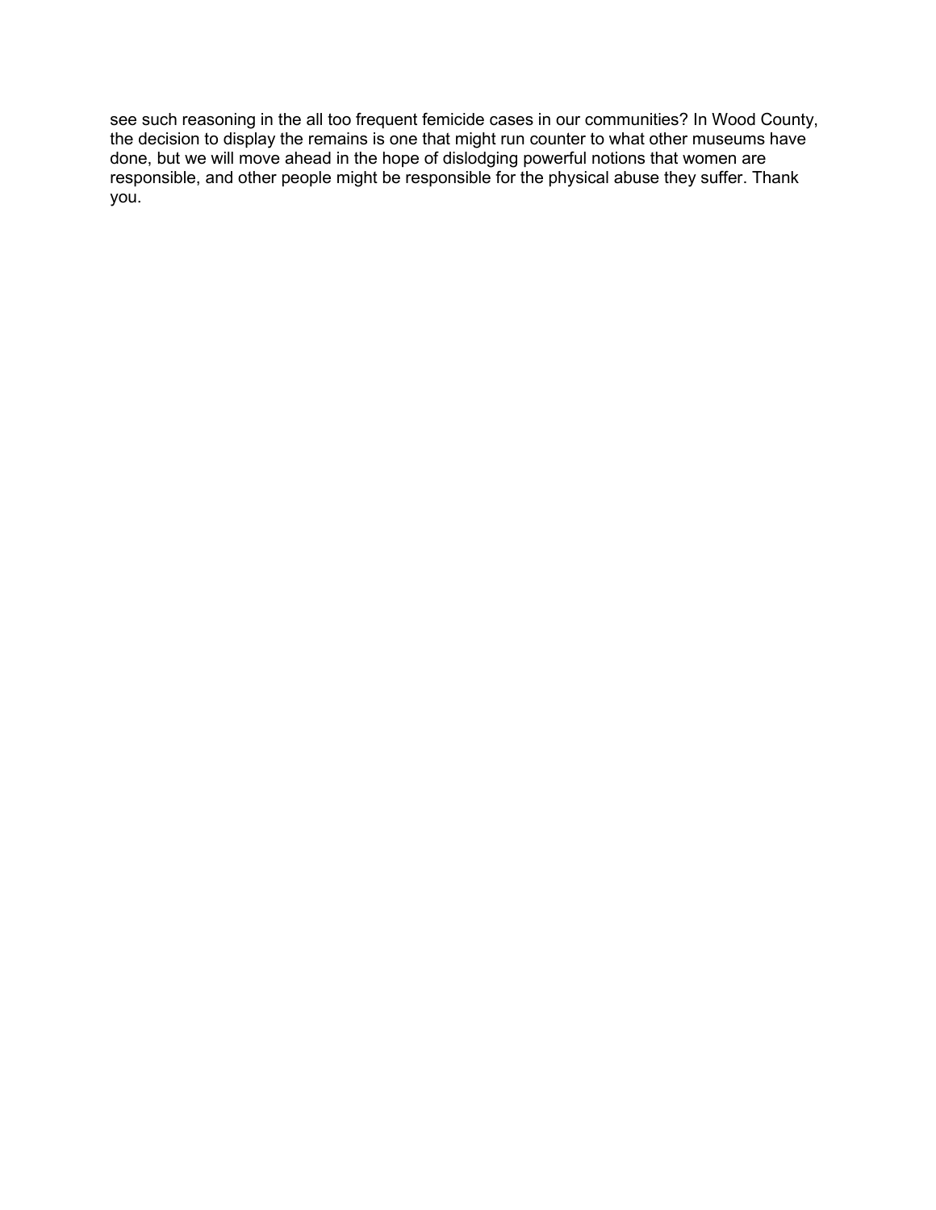see such reasoning in the all too frequent femicide cases in our communities? In Wood County, the decision to display the remains is one that might run counter to what other museums have done, but we will move ahead in the hope of dislodging powerful notions that women are responsible, and other people might be responsible for the physical abuse they suffer. Thank you.